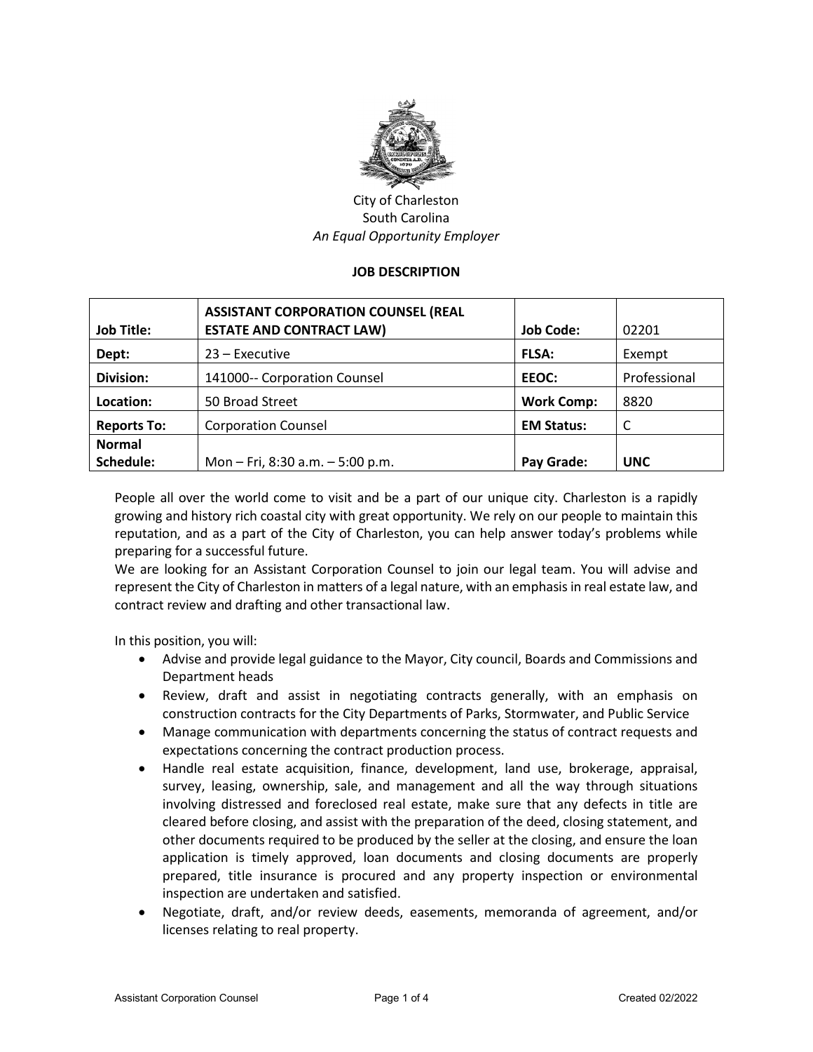City of Charleston
South Carolina
*An Equal Opportunity Employer*

**JOB DESCRIPTION**

| **Job Title:** | **ASSISTANT CORPORATION COUNSEL (REAL ESTATE AND CONTRACT LAW)** | **Job Code:** | 02201 |
|---|---|---|---|
| **Dept:** | 23 – Executive | **FLSA:** | Exempt |
| **Division:** | 141000-- Corporation Counsel | **EEOC:** | Professional |
| **Location:** | 50 Broad Street | **Work Comp:** | 8820 |
| **Reports To:** | Corporation Counsel | **EM Status:** | C |
| **Normal Schedule:** | Mon – Fri, 8:30 a.m. – 5:00 p.m. | **Pay Grade:** | **UNC** |

People all over the world come to visit and be a part of our unique city. Charleston is a rapidly growing and history rich coastal city with great opportunity. We rely on our people to maintain this reputation, and as a part of the City of Charleston, you can help answer today's problems while preparing for a successful future.

We are looking for an Assistant Corporation Counsel to join our legal team. You will advise and represent the City of Charleston in matters of a legal nature, with an emphasis in real estate law, and contract review and drafting and other transactional law.

In this position, you will:

- Advise and provide legal guidance to the Mayor, City council, Boards and Commissions and Department heads
- Review, draft and assist in negotiating contracts generally, with an emphasis on construction contracts for the City Departments of Parks, Stormwater, and Public Service
- Manage communication with departments concerning the status of contract requests and expectations concerning the contract production process.
- Handle real estate acquisition, finance, development, land use, brokerage, appraisal, survey, leasing, ownership, sale, and management and all the way through situations involving distressed and foreclosed real estate, make sure that any defects in title are cleared before closing, and assist with the preparation of the deed, closing statement, and other documents required to be produced by the seller at the closing, and ensure the loan application is timely approved, loan documents and closing documents are properly prepared, title insurance is procured and any property inspection or environmental inspection are undertaken and satisfied.
- Negotiate, draft, and/or review deeds, easements, memoranda of agreement, and/or licenses relating to real property.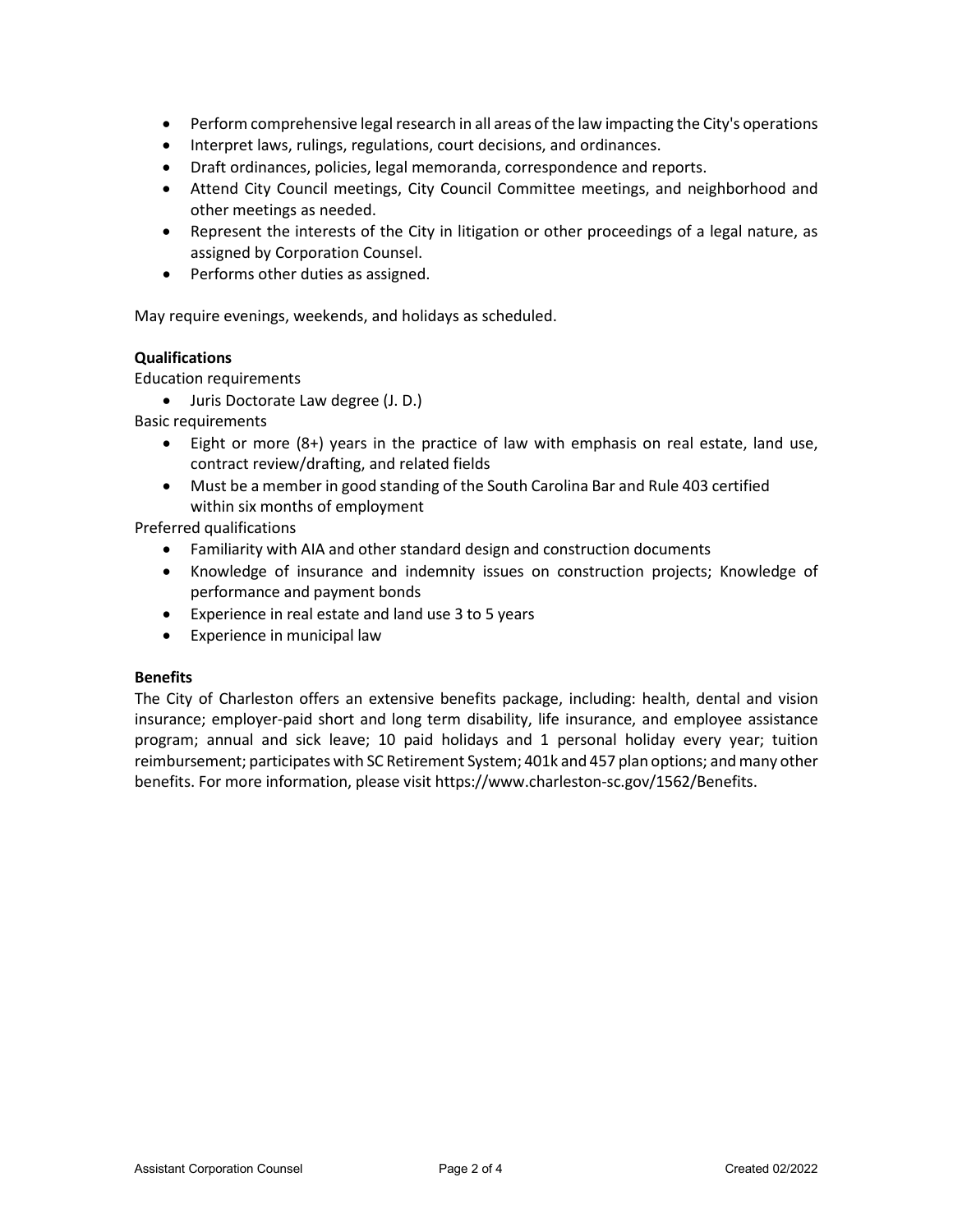- Perform comprehensive legal research in all areas of the law impacting the City's operations
- Interpret laws, rulings, regulations, court decisions, and ordinances.
- Draft ordinances, policies, legal memoranda, correspondence and reports.
- Attend City Council meetings, City Council Committee meetings, and neighborhood and other meetings as needed.
- Represent the interests of the City in litigation or other proceedings of a legal nature, as assigned by Corporation Counsel.
- Performs other duties as assigned.

May require evenings, weekends, and holidays as scheduled.

**Qualifications**

Education requirements

- Juris Doctorate Law degree (J. D.)

Basic requirements

- Eight or more (8+) years in the practice of law with emphasis on real estate, land use, contract review/drafting, and related fields
- Must be a member in good standing of the South Carolina Bar and Rule 403 certified within six months of employment

Preferred qualifications

- Familiarity with AIA and other standard design and construction documents
- Knowledge of insurance and indemnity issues on construction projects; Knowledge of performance and payment bonds
- Experience in real estate and land use 3 to 5 years
- Experience in municipal law

**Benefits**

The City of Charleston offers an extensive benefits package, including: health, dental and vision insurance; employer-paid short and long term disability, life insurance, and employee assistance program; annual and sick leave; 10 paid holidays and 1 personal holiday every year; tuition reimbursement; participates with SC Retirement System; 401k and 457 plan options; and many other benefits. For more information, please visit https://www.charleston-sc.gov/1562/Benefits.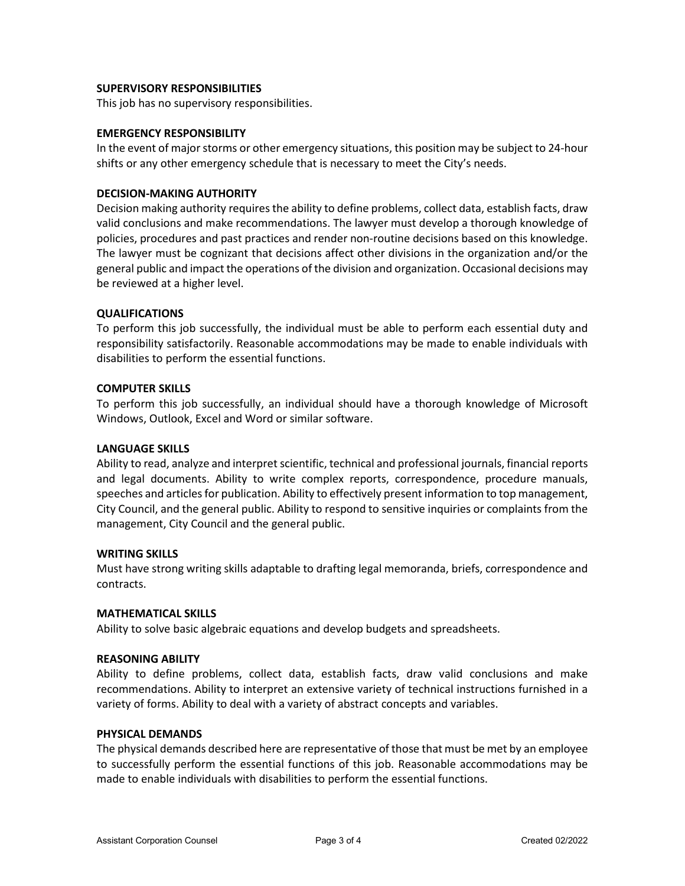**SUPERVISORY RESPONSIBILITIES**

This job has no supervisory responsibilities.

**EMERGENCY RESPONSIBILITY**

In the event of major storms or other emergency situations, this position may be subject to 24-hour shifts or any other emergency schedule that is necessary to meet the City's needs.

**DECISION-MAKING AUTHORITY**

Decision making authority requires the ability to define problems, collect data, establish facts, draw valid conclusions and make recommendations. The lawyer must develop a thorough knowledge of policies, procedures and past practices and render non-routine decisions based on this knowledge. The lawyer must be cognizant that decisions affect other divisions in the organization and/or the general public and impact the operations of the division and organization. Occasional decisions may be reviewed at a higher level.

**QUALIFICATIONS**

To perform this job successfully, the individual must be able to perform each essential duty and responsibility satisfactorily. Reasonable accommodations may be made to enable individuals with disabilities to perform the essential functions.

**COMPUTER SKILLS**

To perform this job successfully, an individual should have a thorough knowledge of Microsoft Windows, Outlook, Excel and Word or similar software.

**LANGUAGE SKILLS**

Ability to read, analyze and interpret scientific, technical and professional journals, financial reports and legal documents. Ability to write complex reports, correspondence, procedure manuals, speeches and articles for publication. Ability to effectively present information to top management, City Council, and the general public. Ability to respond to sensitive inquiries or complaints from the management, City Council and the general public.

**WRITING SKILLS**

Must have strong writing skills adaptable to drafting legal memoranda, briefs, correspondence and contracts.

**MATHEMATICAL SKILLS**

Ability to solve basic algebraic equations and develop budgets and spreadsheets.

**REASONING ABILITY**

Ability to define problems, collect data, establish facts, draw valid conclusions and make recommendations. Ability to interpret an extensive variety of technical instructions furnished in a variety of forms. Ability to deal with a variety of abstract concepts and variables.

**PHYSICAL DEMANDS**

The physical demands described here are representative of those that must be met by an employee to successfully perform the essential functions of this job. Reasonable accommodations may be made to enable individuals with disabilities to perform the essential functions.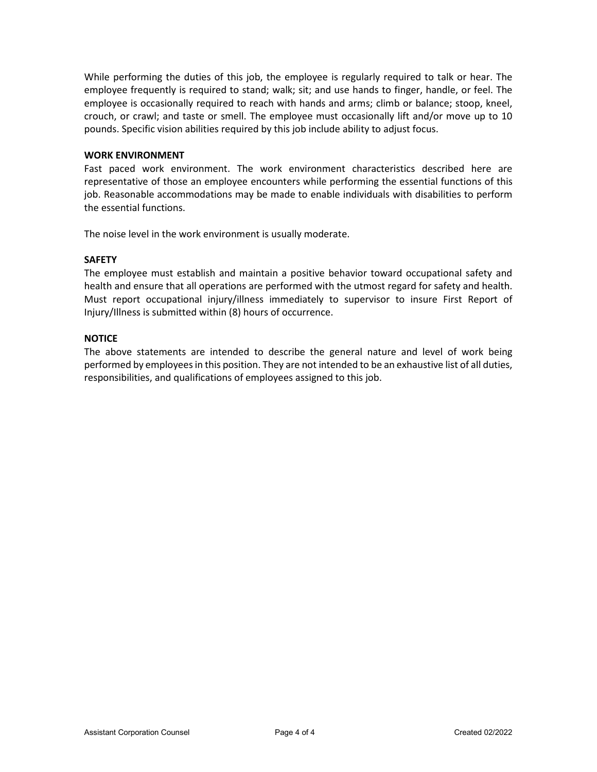While performing the duties of this job, the employee is regularly required to talk or hear. The employee frequently is required to stand; walk; sit; and use hands to finger, handle, or feel. The employee is occasionally required to reach with hands and arms; climb or balance; stoop, kneel, crouch, or crawl; and taste or smell. The employee must occasionally lift and/or move up to 10 pounds. Specific vision abilities required by this job include ability to adjust focus.

**WORK ENVIRONMENT**

Fast paced work environment. The work environment characteristics described here are representative of those an employee encounters while performing the essential functions of this job. Reasonable accommodations may be made to enable individuals with disabilities to perform the essential functions.

The noise level in the work environment is usually moderate.

**SAFETY**

The employee must establish and maintain a positive behavior toward occupational safety and health and ensure that all operations are performed with the utmost regard for safety and health. Must report occupational injury/illness immediately to supervisor to insure First Report of Injury/Illness is submitted within (8) hours of occurrence.

**NOTICE**

The above statements are intended to describe the general nature and level of work being performed by employees in this position. They are not intended to be an exhaustive list of all duties, responsibilities, and qualifications of employees assigned to this job.